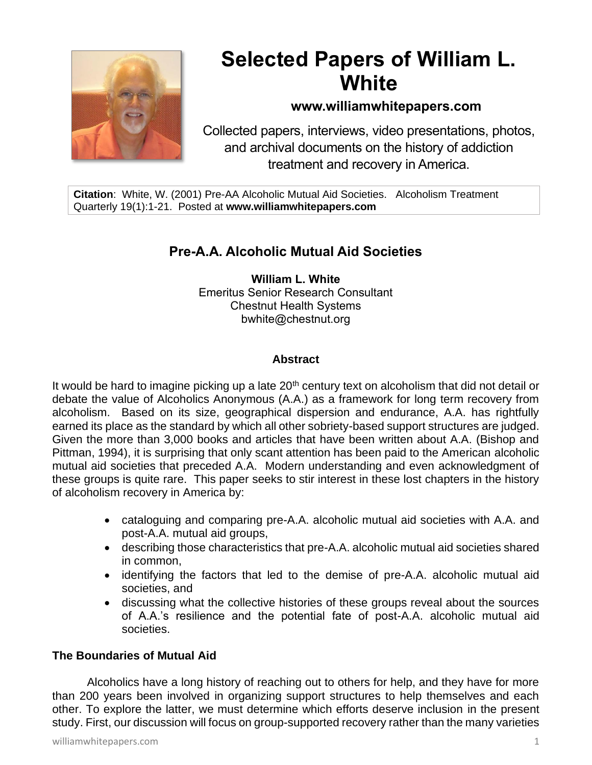# Selected Papers of William L. White

**www.williamwhitepapers.com**

Collected papers, interviews, video presentations, photos, and archival documents on the history of addiction treatment and recovery in America.

**Citation**: White, W. (2001) Pre-AA Alcoholic Mutual Aid Societies. Alcoholism Treatment Quarterly 19(1):1-21. Posted at **www.williamwhitepapers.com**

## Pre-A.A. Alcoholic Mutual Aid Societies

**William L. White**
Emeritus Senior Research Consultant
Chestnut Health Systems
bwhite@chestnut.org

### Abstract

It would be hard to imagine picking up a late 20th century text on alcoholism that did not detail or debate the value of Alcoholics Anonymous (A.A.) as a framework for long term recovery from alcoholism. Based on its size, geographical dispersion and endurance, A.A. has rightfully earned its place as the standard by which all other sobriety-based support structures are judged. Given the more than 3,000 books and articles that have been written about A.A. (Bishop and Pittman, 1994), it is surprising that only scant attention has been paid to the American alcoholic mutual aid societies that preceded A.A. Modern understanding and even acknowledgment of these groups is quite rare. This paper seeks to stir interest in these lost chapters in the history of alcoholism recovery in America by:

- cataloguing and comparing pre-A.A. alcoholic mutual aid societies with A.A. and post-A.A. mutual aid groups,
- describing those characteristics that pre-A.A. alcoholic mutual aid societies shared in common,
- identifying the factors that led to the demise of pre-A.A. alcoholic mutual aid societies, and
- discussing what the collective histories of these groups reveal about the sources of A.A.'s resilience and the potential fate of post-A.A. alcoholic mutual aid societies.

### The Boundaries of Mutual Aid

Alcoholics have a long history of reaching out to others for help, and they have for more than 200 years been involved in organizing support structures to help themselves and each other. To explore the latter, we must determine which efforts deserve inclusion in the present study. First, our discussion will focus on group-supported recovery rather than the many varieties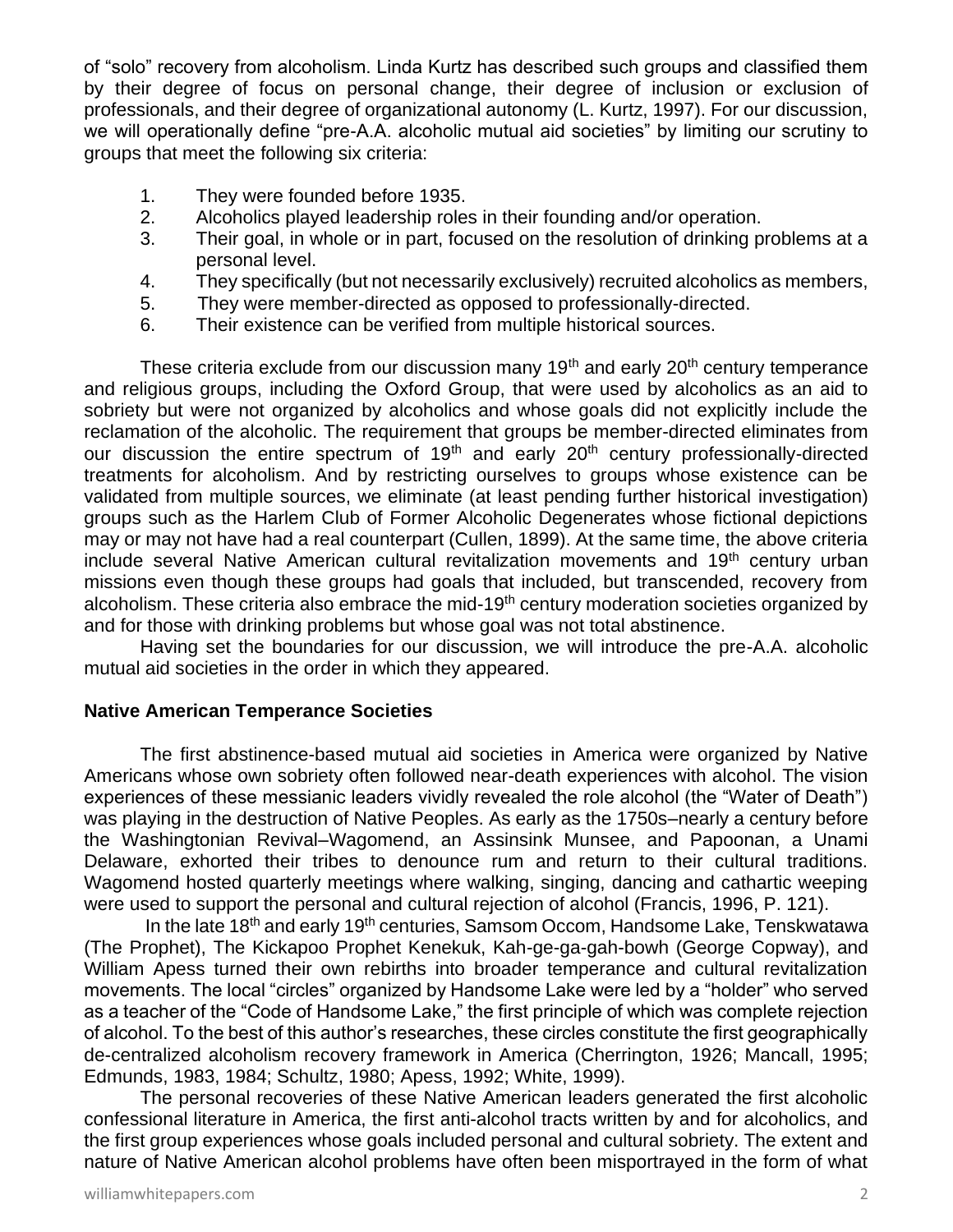of "solo" recovery from alcoholism. Linda Kurtz has described such groups and classified them by their degree of focus on personal change, their degree of inclusion or exclusion of professionals, and their degree of organizational autonomy (L. Kurtz, 1997). For our discussion, we will operationally define "pre-A.A. alcoholic mutual aid societies" by limiting our scrutiny to groups that meet the following six criteria:

1. They were founded before 1935.
2. Alcoholics played leadership roles in their founding and/or operation.
3. Their goal, in whole or in part, focused on the resolution of drinking problems at a personal level.
4. They specifically (but not necessarily exclusively) recruited alcoholics as members,
5. They were member-directed as opposed to professionally-directed.
6. Their existence can be verified from multiple historical sources.

These criteria exclude from our discussion many 19th and early 20th century temperance and religious groups, including the Oxford Group, that were used by alcoholics as an aid to sobriety but were not organized by alcoholics and whose goals did not explicitly include the reclamation of the alcoholic. The requirement that groups be member-directed eliminates from our discussion the entire spectrum of 19th and early 20th century professionally-directed treatments for alcoholism. And by restricting ourselves to groups whose existence can be validated from multiple sources, we eliminate (at least pending further historical investigation) groups such as the Harlem Club of Former Alcoholic Degenerates whose fictional depictions may or may not have had a real counterpart (Cullen, 1899). At the same time, the above criteria include several Native American cultural revitalization movements and 19th century urban missions even though these groups had goals that included, but transcended, recovery from alcoholism. These criteria also embrace the mid-19th century moderation societies organized by and for those with drinking problems but whose goal was not total abstinence.

Having set the boundaries for our discussion, we will introduce the pre-A.A. alcoholic mutual aid societies in the order in which they appeared.

**Native American Temperance Societies**

The first abstinence-based mutual aid societies in America were organized by Native Americans whose own sobriety often followed near-death experiences with alcohol. The vision experiences of these messianic leaders vividly revealed the role alcohol (the "Water of Death") was playing in the destruction of Native Peoples. As early as the 1750s–nearly a century before the Washingtonian Revival–Wagomend, an Assinsink Munsee, and Papoonan, a Unami Delaware, exhorted their tribes to denounce rum and return to their cultural traditions. Wagomend hosted quarterly meetings where walking, singing, dancing and cathartic weeping were used to support the personal and cultural rejection of alcohol (Francis, 1996, P. 121).

In the late 18th and early 19th centuries, Samsom Occom, Handsome Lake, Tenskwatawa (The Prophet), The Kickapoo Prophet Kenekuk, Kah-ge-ga-gah-bowh (George Copway), and William Apess turned their own rebirths into broader temperance and cultural revitalization movements. The local "circles" organized by Handsome Lake were led by a "holder" who served as a teacher of the "Code of Handsome Lake," the first principle of which was complete rejection of alcohol. To the best of this author's researches, these circles constitute the first geographically de-centralized alcoholism recovery framework in America (Cherrington, 1926; Mancall, 1995; Edmunds, 1983, 1984; Schultz, 1980; Apess, 1992; White, 1999).

The personal recoveries of these Native American leaders generated the first alcoholic confessional literature in America, the first anti-alcohol tracts written by and for alcoholics, and the first group experiences whose goals included personal and cultural sobriety. The extent and nature of Native American alcohol problems have often been misportrayed in the form of what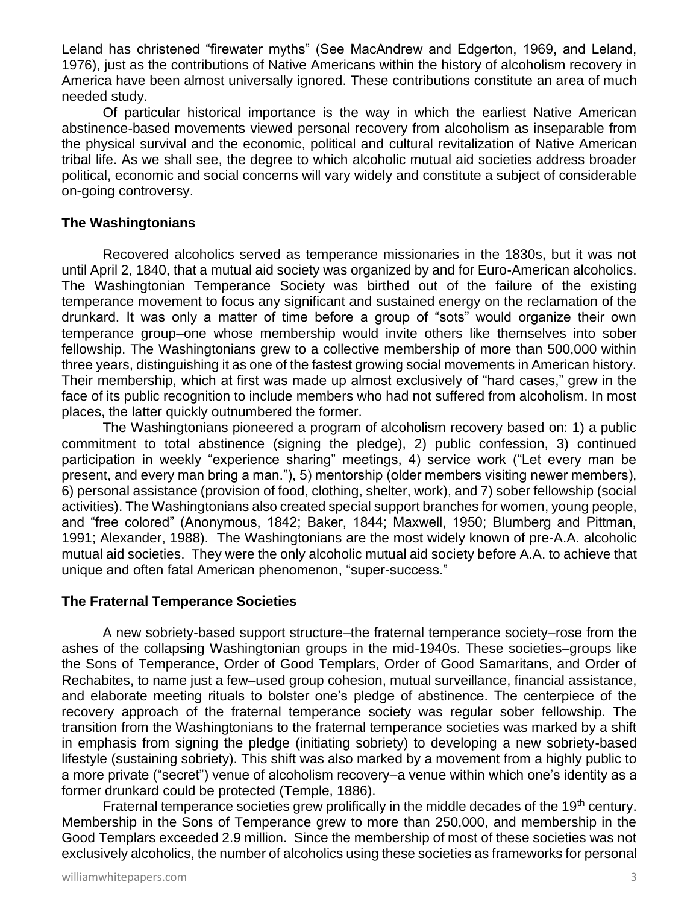Leland has christened "firewater myths" (See MacAndrew and Edgerton, 1969, and Leland, 1976), just as the contributions of Native Americans within the history of alcoholism recovery in America have been almost universally ignored. These contributions constitute an area of much needed study.

Of particular historical importance is the way in which the earliest Native American abstinence-based movements viewed personal recovery from alcoholism as inseparable from the physical survival and the economic, political and cultural revitalization of Native American tribal life. As we shall see, the degree to which alcoholic mutual aid societies address broader political, economic and social concerns will vary widely and constitute a subject of considerable on-going controversy.

### The Washingtonians

Recovered alcoholics served as temperance missionaries in the 1830s, but it was not until April 2, 1840, that a mutual aid society was organized by and for Euro-American alcoholics. The Washingtonian Temperance Society was birthed out of the failure of the existing temperance movement to focus any significant and sustained energy on the reclamation of the drunkard. It was only a matter of time before a group of "sots" would organize their own temperance group–one whose membership would invite others like themselves into sober fellowship. The Washingtonians grew to a collective membership of more than 500,000 within three years, distinguishing it as one of the fastest growing social movements in American history. Their membership, which at first was made up almost exclusively of "hard cases," grew in the face of its public recognition to include members who had not suffered from alcoholism. In most places, the latter quickly outnumbered the former.

The Washingtonians pioneered a program of alcoholism recovery based on: 1) a public commitment to total abstinence (signing the pledge), 2) public confession, 3) continued participation in weekly "experience sharing" meetings, 4) service work ("Let every man be present, and every man bring a man."), 5) mentorship (older members visiting newer members), 6) personal assistance (provision of food, clothing, shelter, work), and 7) sober fellowship (social activities). The Washingtonians also created special support branches for women, young people, and "free colored" (Anonymous, 1842; Baker, 1844; Maxwell, 1950; Blumberg and Pittman, 1991; Alexander, 1988). The Washingtonians are the most widely known of pre-A.A. alcoholic mutual aid societies. They were the only alcoholic mutual aid society before A.A. to achieve that unique and often fatal American phenomenon, "super-success."

### The Fraternal Temperance Societies

A new sobriety-based support structure–the fraternal temperance society–rose from the ashes of the collapsing Washingtonian groups in the mid-1940s. These societies–groups like the Sons of Temperance, Order of Good Templars, Order of Good Samaritans, and Order of Rechabites, to name just a few–used group cohesion, mutual surveillance, financial assistance, and elaborate meeting rituals to bolster one's pledge of abstinence. The centerpiece of the recovery approach of the fraternal temperance society was regular sober fellowship. The transition from the Washingtonians to the fraternal temperance societies was marked by a shift in emphasis from signing the pledge (initiating sobriety) to developing a new sobriety-based lifestyle (sustaining sobriety). This shift was also marked by a movement from a highly public to a more private ("secret") venue of alcoholism recovery–a venue within which one's identity as a former drunkard could be protected (Temple, 1886).

Fraternal temperance societies grew prolifically in the middle decades of the 19th century. Membership in the Sons of Temperance grew to more than 250,000, and membership in the Good Templars exceeded 2.9 million. Since the membership of most of these societies was not exclusively alcoholics, the number of alcoholics using these societies as frameworks for personal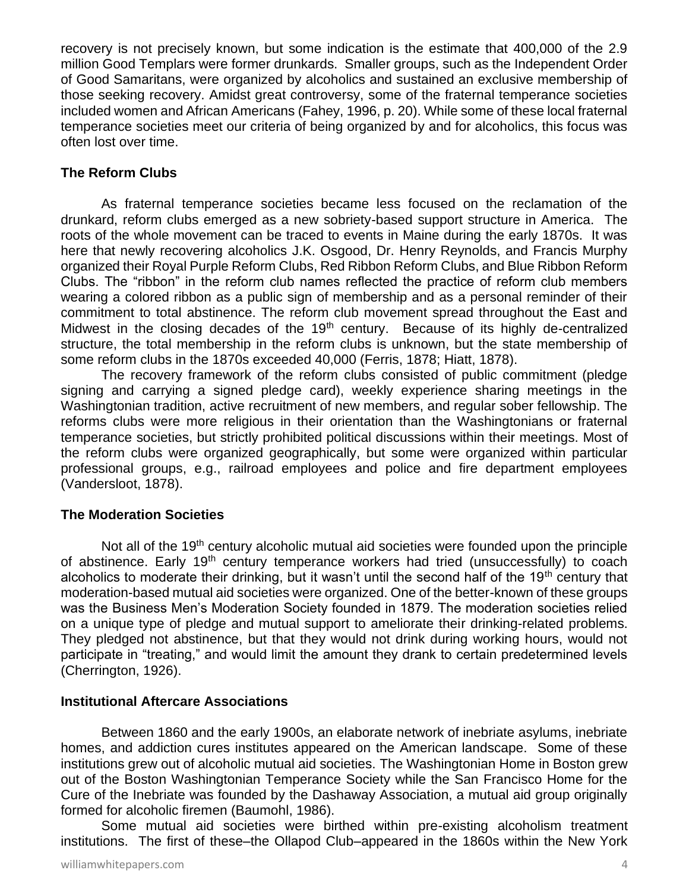recovery is not precisely known, but some indication is the estimate that 400,000 of the 2.9 million Good Templars were former drunkards. Smaller groups, such as the Independent Order of Good Samaritans, were organized by alcoholics and sustained an exclusive membership of those seeking recovery. Amidst great controversy, some of the fraternal temperance societies included women and African Americans (Fahey, 1996, p. 20). While some of these local fraternal temperance societies meet our criteria of being organized by and for alcoholics, this focus was often lost over time.

## The Reform Clubs

As fraternal temperance societies became less focused on the reclamation of the drunkard, reform clubs emerged as a new sobriety-based support structure in America. The roots of the whole movement can be traced to events in Maine during the early 1870s. It was here that newly recovering alcoholics J.K. Osgood, Dr. Henry Reynolds, and Francis Murphy organized their Royal Purple Reform Clubs, Red Ribbon Reform Clubs, and Blue Ribbon Reform Clubs. The "ribbon" in the reform club names reflected the practice of reform club members wearing a colored ribbon as a public sign of membership and as a personal reminder of their commitment to total abstinence. The reform club movement spread throughout the East and Midwest in the closing decades of the 19th century. Because of its highly de-centralized structure, the total membership in the reform clubs is unknown, but the state membership of some reform clubs in the 1870s exceeded 40,000 (Ferris, 1878; Hiatt, 1878).

The recovery framework of the reform clubs consisted of public commitment (pledge signing and carrying a signed pledge card), weekly experience sharing meetings in the Washingtonian tradition, active recruitment of new members, and regular sober fellowship. The reforms clubs were more religious in their orientation than the Washingtonians or fraternal temperance societies, but strictly prohibited political discussions within their meetings. Most of the reform clubs were organized geographically, but some were organized within particular professional groups, e.g., railroad employees and police and fire department employees (Vandersloot, 1878).

## The Moderation Societies

Not all of the 19th century alcoholic mutual aid societies were founded upon the principle of abstinence. Early 19th century temperance workers had tried (unsuccessfully) to coach alcoholics to moderate their drinking, but it wasn't until the second half of the 19th century that moderation-based mutual aid societies were organized. One of the better-known of these groups was the Business Men's Moderation Society founded in 1879. The moderation societies relied on a unique type of pledge and mutual support to ameliorate their drinking-related problems. They pledged not abstinence, but that they would not drink during working hours, would not participate in "treating," and would limit the amount they drank to certain predetermined levels (Cherrington, 1926).

## Institutional Aftercare Associations

Between 1860 and the early 1900s, an elaborate network of inebriate asylums, inebriate homes, and addiction cures institutes appeared on the American landscape. Some of these institutions grew out of alcoholic mutual aid societies. The Washingtonian Home in Boston grew out of the Boston Washingtonian Temperance Society while the San Francisco Home for the Cure of the Inebriate was founded by the Dashaway Association, a mutual aid group originally formed for alcoholic firemen (Baumohl, 1986).

Some mutual aid societies were birthed within pre-existing alcoholism treatment institutions. The first of these–the Ollapod Club–appeared in the 1860s within the New York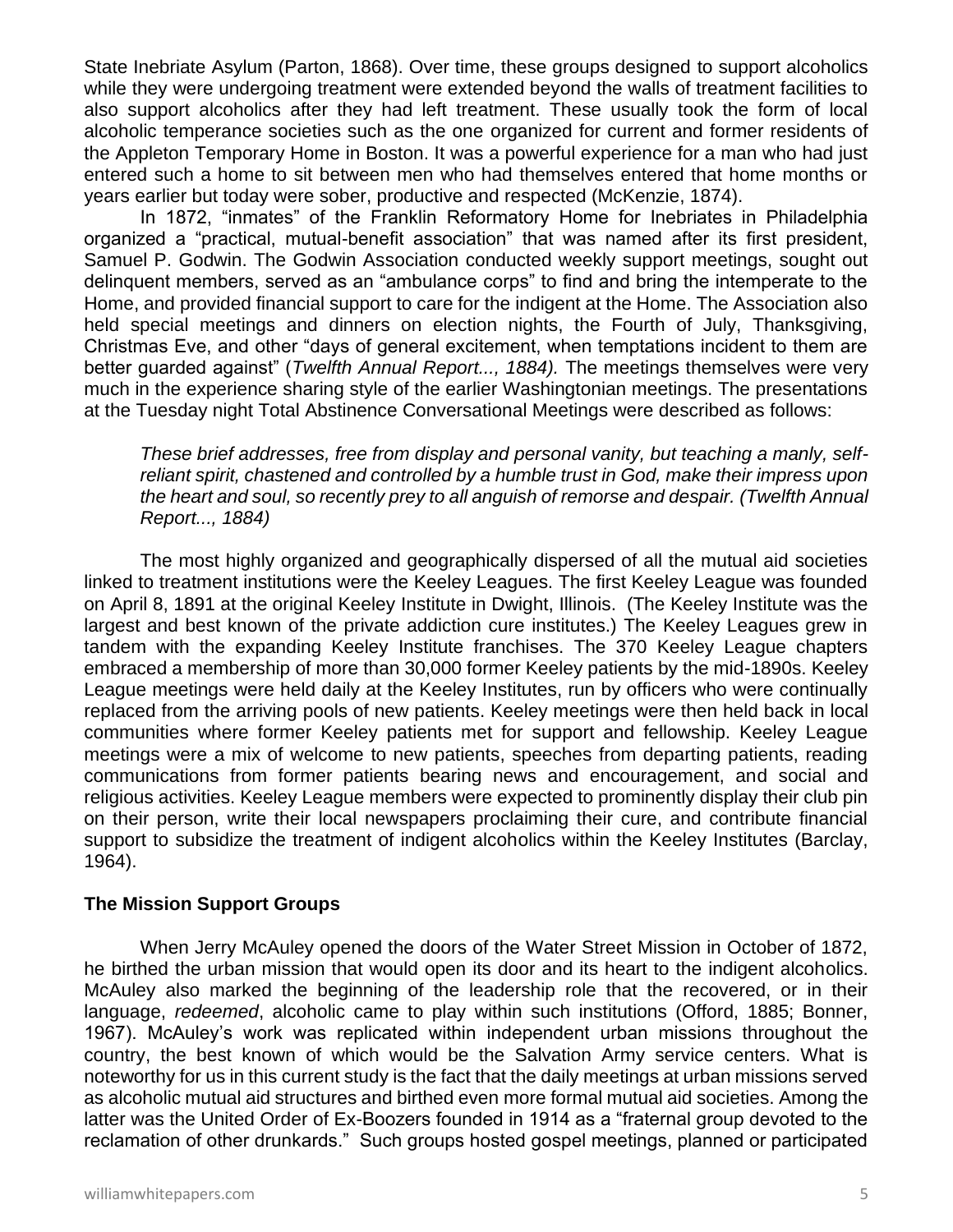State Inebriate Asylum (Parton, 1868). Over time, these groups designed to support alcoholics while they were undergoing treatment were extended beyond the walls of treatment facilities to also support alcoholics after they had left treatment. These usually took the form of local alcoholic temperance societies such as the one organized for current and former residents of the Appleton Temporary Home in Boston. It was a powerful experience for a man who had just entered such a home to sit between men who had themselves entered that home months or years earlier but today were sober, productive and respected (McKenzie, 1874).

In 1872, "inmates" of the Franklin Reformatory Home for Inebriates in Philadelphia organized a "practical, mutual-benefit association" that was named after its first president, Samuel P. Godwin. The Godwin Association conducted weekly support meetings, sought out delinquent members, served as an "ambulance corps" to find and bring the intemperate to the Home, and provided financial support to care for the indigent at the Home. The Association also held special meetings and dinners on election nights, the Fourth of July, Thanksgiving, Christmas Eve, and other "days of general excitement, when temptations incident to them are better guarded against" (*Twelfth Annual Report..., 1884).* The meetings themselves were very much in the experience sharing style of the earlier Washingtonian meetings. The presentations at the Tuesday night Total Abstinence Conversational Meetings were described as follows:

> *These brief addresses, free from display and personal vanity, but teaching a manly, self-reliant spirit, chastened and controlled by a humble trust in God, make their impress upon the heart and soul, so recently prey to all anguish of remorse and despair. (Twelfth Annual Report..., 1884)*

The most highly organized and geographically dispersed of all the mutual aid societies linked to treatment institutions were the Keeley Leagues. The first Keeley League was founded on April 8, 1891 at the original Keeley Institute in Dwight, Illinois. (The Keeley Institute was the largest and best known of the private addiction cure institutes.) The Keeley Leagues grew in tandem with the expanding Keeley Institute franchises. The 370 Keeley League chapters embraced a membership of more than 30,000 former Keeley patients by the mid-1890s. Keeley League meetings were held daily at the Keeley Institutes, run by officers who were continually replaced from the arriving pools of new patients. Keeley meetings were then held back in local communities where former Keeley patients met for support and fellowship. Keeley League meetings were a mix of welcome to new patients, speeches from departing patients, reading communications from former patients bearing news and encouragement, and social and religious activities. Keeley League members were expected to prominently display their club pin on their person, write their local newspapers proclaiming their cure, and contribute financial support to subsidize the treatment of indigent alcoholics within the Keeley Institutes (Barclay, 1964).

**The Mission Support Groups**

When Jerry McAuley opened the doors of the Water Street Mission in October of 1872, he birthed the urban mission that would open its door and its heart to the indigent alcoholics. McAuley also marked the beginning of the leadership role that the recovered, or in their language, *redeemed*, alcoholic came to play within such institutions (Offord, 1885; Bonner, 1967). McAuley's work was replicated within independent urban missions throughout the country, the best known of which would be the Salvation Army service centers. What is noteworthy for us in this current study is the fact that the daily meetings at urban missions served as alcoholic mutual aid structures and birthed even more formal mutual aid societies. Among the latter was the United Order of Ex-Boozers founded in 1914 as a "fraternal group devoted to the reclamation of other drunkards." Such groups hosted gospel meetings, planned or participated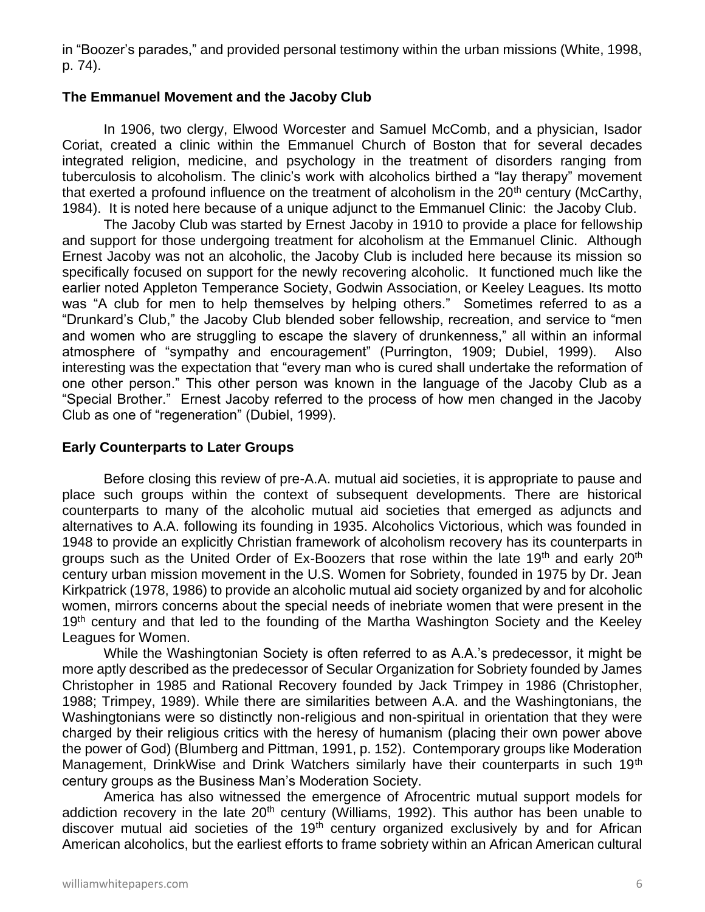in "Boozer's parades," and provided personal testimony within the urban missions (White, 1998, p. 74).

### The Emmanuel Movement and the Jacoby Club

In 1906, two clergy, Elwood Worcester and Samuel McComb, and a physician, Isador Coriat, created a clinic within the Emmanuel Church of Boston that for several decades integrated religion, medicine, and psychology in the treatment of disorders ranging from tuberculosis to alcoholism. The clinic's work with alcoholics birthed a "lay therapy" movement that exerted a profound influence on the treatment of alcoholism in the 20th century (McCarthy, 1984). It is noted here because of a unique adjunct to the Emmanuel Clinic: the Jacoby Club.

The Jacoby Club was started by Ernest Jacoby in 1910 to provide a place for fellowship and support for those undergoing treatment for alcoholism at the Emmanuel Clinic. Although Ernest Jacoby was not an alcoholic, the Jacoby Club is included here because its mission so specifically focused on support for the newly recovering alcoholic. It functioned much like the earlier noted Appleton Temperance Society, Godwin Association, or Keeley Leagues. Its motto was "A club for men to help themselves by helping others." Sometimes referred to as a "Drunkard's Club," the Jacoby Club blended sober fellowship, recreation, and service to "men and women who are struggling to escape the slavery of drunkenness," all within an informal atmosphere of "sympathy and encouragement" (Purrington, 1909; Dubiel, 1999). Also interesting was the expectation that "every man who is cured shall undertake the reformation of one other person." This other person was known in the language of the Jacoby Club as a "Special Brother." Ernest Jacoby referred to the process of how men changed in the Jacoby Club as one of "regeneration" (Dubiel, 1999).

### Early Counterparts to Later Groups

Before closing this review of pre-A.A. mutual aid societies, it is appropriate to pause and place such groups within the context of subsequent developments. There are historical counterparts to many of the alcoholic mutual aid societies that emerged as adjuncts and alternatives to A.A. following its founding in 1935. Alcoholics Victorious, which was founded in 1948 to provide an explicitly Christian framework of alcoholism recovery has its counterparts in groups such as the United Order of Ex-Boozers that rose within the late 19th and early 20th century urban mission movement in the U.S. Women for Sobriety, founded in 1975 by Dr. Jean Kirkpatrick (1978, 1986) to provide an alcoholic mutual aid society organized by and for alcoholic women, mirrors concerns about the special needs of inebriate women that were present in the 19th century and that led to the founding of the Martha Washington Society and the Keeley Leagues for Women.

While the Washingtonian Society is often referred to as A.A.'s predecessor, it might be more aptly described as the predecessor of Secular Organization for Sobriety founded by James Christopher in 1985 and Rational Recovery founded by Jack Trimpey in 1986 (Christopher, 1988; Trimpey, 1989). While there are similarities between A.A. and the Washingtonians, the Washingtonians were so distinctly non-religious and non-spiritual in orientation that they were charged by their religious critics with the heresy of humanism (placing their own power above the power of God) (Blumberg and Pittman, 1991, p. 152). Contemporary groups like Moderation Management, DrinkWise and Drink Watchers similarly have their counterparts in such 19th century groups as the Business Man's Moderation Society.

America has also witnessed the emergence of Afrocentric mutual support models for addiction recovery in the late 20th century (Williams, 1992). This author has been unable to discover mutual aid societies of the 19th century organized exclusively by and for African American alcoholics, but the earliest efforts to frame sobriety within an African American cultural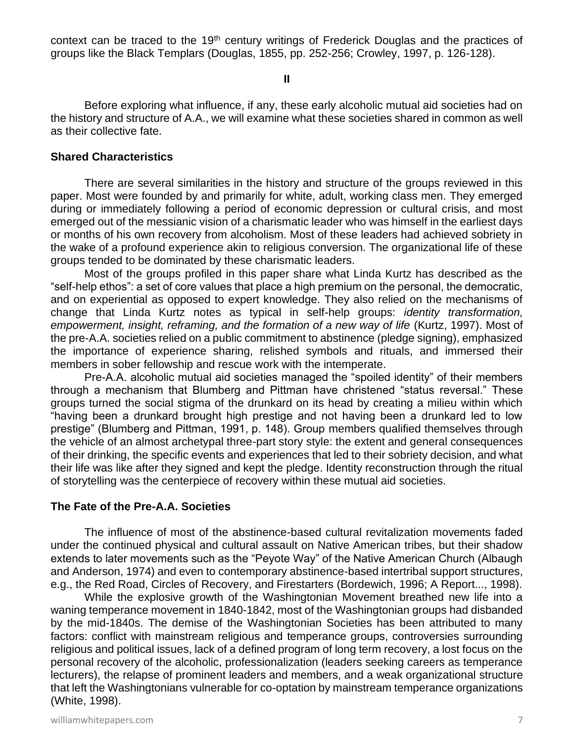context can be traced to the 19th century writings of Frederick Douglas and the practices of groups like the Black Templars (Douglas, 1855, pp. 252-256; Crowley, 1997, p. 126-128).

**II**

Before exploring what influence, if any, these early alcoholic mutual aid societies had on the history and structure of A.A., we will examine what these societies shared in common as well as their collective fate.

### Shared Characteristics

There are several similarities in the history and structure of the groups reviewed in this paper. Most were founded by and primarily for white, adult, working class men. They emerged during or immediately following a period of economic depression or cultural crisis, and most emerged out of the messianic vision of a charismatic leader who was himself in the earliest days or months of his own recovery from alcoholism. Most of these leaders had achieved sobriety in the wake of a profound experience akin to religious conversion. The organizational life of these groups tended to be dominated by these charismatic leaders.

Most of the groups profiled in this paper share what Linda Kurtz has described as the "self-help ethos": a set of core values that place a high premium on the personal, the democratic, and on experiential as opposed to expert knowledge. They also relied on the mechanisms of change that Linda Kurtz notes as typical in self-help groups: *identity transformation, empowerment, insight, reframing, and the formation of a new way of life* (Kurtz, 1997). Most of the pre-A.A. societies relied on a public commitment to abstinence (pledge signing), emphasized the importance of experience sharing, relished symbols and rituals, and immersed their members in sober fellowship and rescue work with the intemperate.

Pre-A.A. alcoholic mutual aid societies managed the "spoiled identity" of their members through a mechanism that Blumberg and Pittman have christened "status reversal." These groups turned the social stigma of the drunkard on its head by creating a milieu within which "having been a drunkard brought high prestige and not having been a drunkard led to low prestige" (Blumberg and Pittman, 1991, p. 148). Group members qualified themselves through the vehicle of an almost archetypal three-part story style: the extent and general consequences of their drinking, the specific events and experiences that led to their sobriety decision, and what their life was like after they signed and kept the pledge. Identity reconstruction through the ritual of storytelling was the centerpiece of recovery within these mutual aid societies.

### The Fate of the Pre-A.A. Societies

The influence of most of the abstinence-based cultural revitalization movements faded under the continued physical and cultural assault on Native American tribes, but their shadow extends to later movements such as the "Peyote Way" of the Native American Church (Albaugh and Anderson, 1974) and even to contemporary abstinence-based intertribal support structures, e.g., the Red Road, Circles of Recovery, and Firestarters (Bordewich, 1996; A Report..., 1998).

While the explosive growth of the Washingtonian Movement breathed new life into a waning temperance movement in 1840-1842, most of the Washingtonian groups had disbanded by the mid-1840s. The demise of the Washingtonian Societies has been attributed to many factors: conflict with mainstream religious and temperance groups, controversies surrounding religious and political issues, lack of a defined program of long term recovery, a lost focus on the personal recovery of the alcoholic, professionalization (leaders seeking careers as temperance lecturers), the relapse of prominent leaders and members, and a weak organizational structure that left the Washingtonians vulnerable for co-optation by mainstream temperance organizations (White, 1998).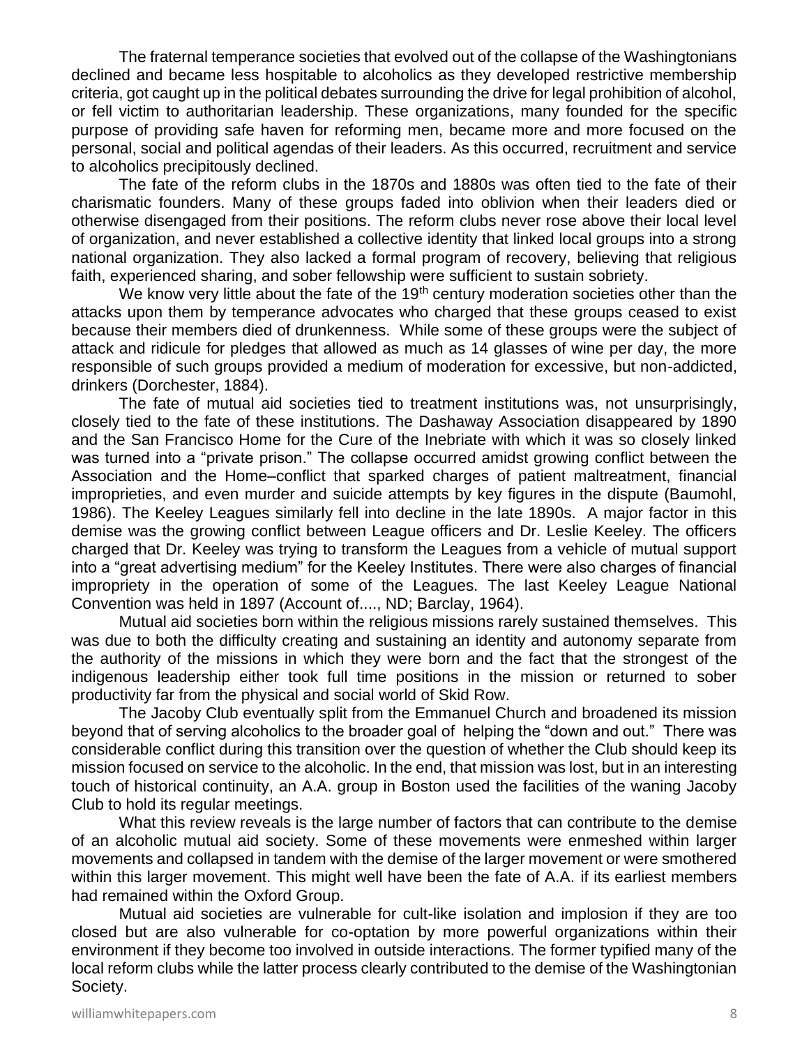The fraternal temperance societies that evolved out of the collapse of the Washingtonians declined and became less hospitable to alcoholics as they developed restrictive membership criteria, got caught up in the political debates surrounding the drive for legal prohibition of alcohol, or fell victim to authoritarian leadership. These organizations, many founded for the specific purpose of providing safe haven for reforming men, became more and more focused on the personal, social and political agendas of their leaders. As this occurred, recruitment and service to alcoholics precipitously declined.

The fate of the reform clubs in the 1870s and 1880s was often tied to the fate of their charismatic founders. Many of these groups faded into oblivion when their leaders died or otherwise disengaged from their positions. The reform clubs never rose above their local level of organization, and never established a collective identity that linked local groups into a strong national organization. They also lacked a formal program of recovery, believing that religious faith, experienced sharing, and sober fellowship were sufficient to sustain sobriety.

We know very little about the fate of the 19th century moderation societies other than the attacks upon them by temperance advocates who charged that these groups ceased to exist because their members died of drunkenness. While some of these groups were the subject of attack and ridicule for pledges that allowed as much as 14 glasses of wine per day, the more responsible of such groups provided a medium of moderation for excessive, but non-addicted, drinkers (Dorchester, 1884).

The fate of mutual aid societies tied to treatment institutions was, not unsurprisingly, closely tied to the fate of these institutions. The Dashaway Association disappeared by 1890 and the San Francisco Home for the Cure of the Inebriate with which it was so closely linked was turned into a "private prison." The collapse occurred amidst growing conflict between the Association and the Home–conflict that sparked charges of patient maltreatment, financial improprieties, and even murder and suicide attempts by key figures in the dispute (Baumohl, 1986). The Keeley Leagues similarly fell into decline in the late 1890s. A major factor in this demise was the growing conflict between League officers and Dr. Leslie Keeley. The officers charged that Dr. Keeley was trying to transform the Leagues from a vehicle of mutual support into a "great advertising medium" for the Keeley Institutes. There were also charges of financial impropriety in the operation of some of the Leagues. The last Keeley League National Convention was held in 1897 (Account of...., ND; Barclay, 1964).

Mutual aid societies born within the religious missions rarely sustained themselves. This was due to both the difficulty creating and sustaining an identity and autonomy separate from the authority of the missions in which they were born and the fact that the strongest of the indigenous leadership either took full time positions in the mission or returned to sober productivity far from the physical and social world of Skid Row.

The Jacoby Club eventually split from the Emmanuel Church and broadened its mission beyond that of serving alcoholics to the broader goal of helping the "down and out." There was considerable conflict during this transition over the question of whether the Club should keep its mission focused on service to the alcoholic. In the end, that mission was lost, but in an interesting touch of historical continuity, an A.A. group in Boston used the facilities of the waning Jacoby Club to hold its regular meetings.

What this review reveals is the large number of factors that can contribute to the demise of an alcoholic mutual aid society. Some of these movements were enmeshed within larger movements and collapsed in tandem with the demise of the larger movement or were smothered within this larger movement. This might well have been the fate of A.A. if its earliest members had remained within the Oxford Group.

Mutual aid societies are vulnerable for cult-like isolation and implosion if they are too closed but are also vulnerable for co-optation by more powerful organizations within their environment if they become too involved in outside interactions. The former typified many of the local reform clubs while the latter process clearly contributed to the demise of the Washingtonian Society.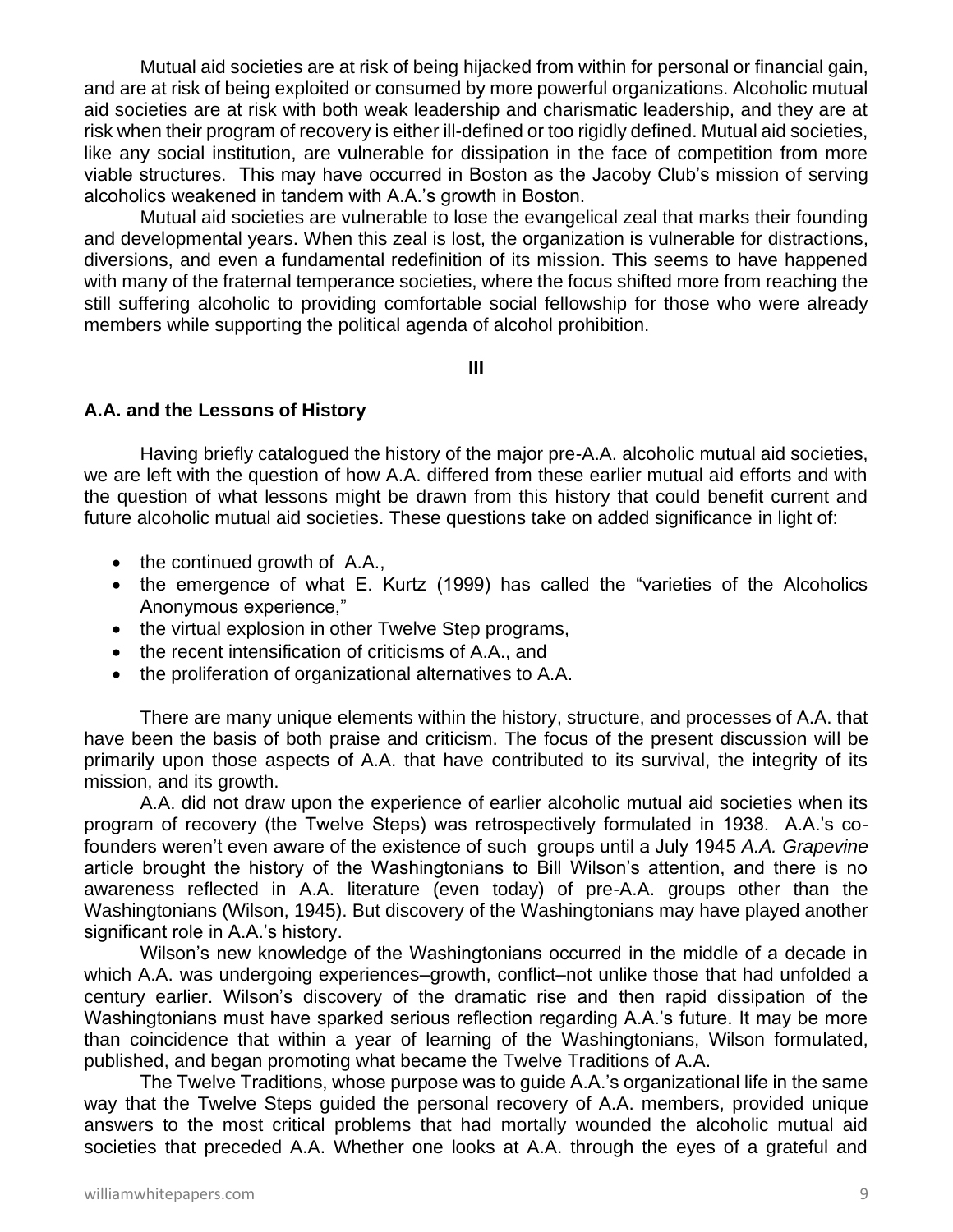Mutual aid societies are at risk of being hijacked from within for personal or financial gain, and are at risk of being exploited or consumed by more powerful organizations. Alcoholic mutual aid societies are at risk with both weak leadership and charismatic leadership, and they are at risk when their program of recovery is either ill-defined or too rigidly defined. Mutual aid societies, like any social institution, are vulnerable for dissipation in the face of competition from more viable structures. This may have occurred in Boston as the Jacoby Club's mission of serving alcoholics weakened in tandem with A.A.'s growth in Boston.

Mutual aid societies are vulnerable to lose the evangelical zeal that marks their founding and developmental years. When this zeal is lost, the organization is vulnerable for distractions, diversions, and even a fundamental redefinition of its mission. This seems to have happened with many of the fraternal temperance societies, where the focus shifted more from reaching the still suffering alcoholic to providing comfortable social fellowship for those who were already members while supporting the political agenda of alcohol prohibition.

**III**

## A.A. and the Lessons of History

Having briefly catalogued the history of the major pre-A.A. alcoholic mutual aid societies, we are left with the question of how A.A. differed from these earlier mutual aid efforts and with the question of what lessons might be drawn from this history that could benefit current and future alcoholic mutual aid societies. These questions take on added significance in light of:

- the continued growth of A.A.,
- the emergence of what E. Kurtz (1999) has called the "varieties of the Alcoholics Anonymous experience,"
- the virtual explosion in other Twelve Step programs,
- the recent intensification of criticisms of A.A., and
- the proliferation of organizational alternatives to A.A.

There are many unique elements within the history, structure, and processes of A.A. that have been the basis of both praise and criticism. The focus of the present discussion will be primarily upon those aspects of A.A. that have contributed to its survival, the integrity of its mission, and its growth.

A.A. did not draw upon the experience of earlier alcoholic mutual aid societies when its program of recovery (the Twelve Steps) was retrospectively formulated in 1938. A.A.'s co-founders weren't even aware of the existence of such groups until a July 1945 *A.A. Grapevine* article brought the history of the Washingtonians to Bill Wilson's attention, and there is no awareness reflected in A.A. literature (even today) of pre-A.A. groups other than the Washingtonians (Wilson, 1945). But discovery of the Washingtonians may have played another significant role in A.A.'s history.

Wilson's new knowledge of the Washingtonians occurred in the middle of a decade in which A.A. was undergoing experiences–growth, conflict–not unlike those that had unfolded a century earlier. Wilson's discovery of the dramatic rise and then rapid dissipation of the Washingtonians must have sparked serious reflection regarding A.A.'s future. It may be more than coincidence that within a year of learning of the Washingtonians, Wilson formulated, published, and began promoting what became the Twelve Traditions of A.A.

The Twelve Traditions, whose purpose was to guide A.A.'s organizational life in the same way that the Twelve Steps guided the personal recovery of A.A. members, provided unique answers to the most critical problems that had mortally wounded the alcoholic mutual aid societies that preceded A.A. Whether one looks at A.A. through the eyes of a grateful and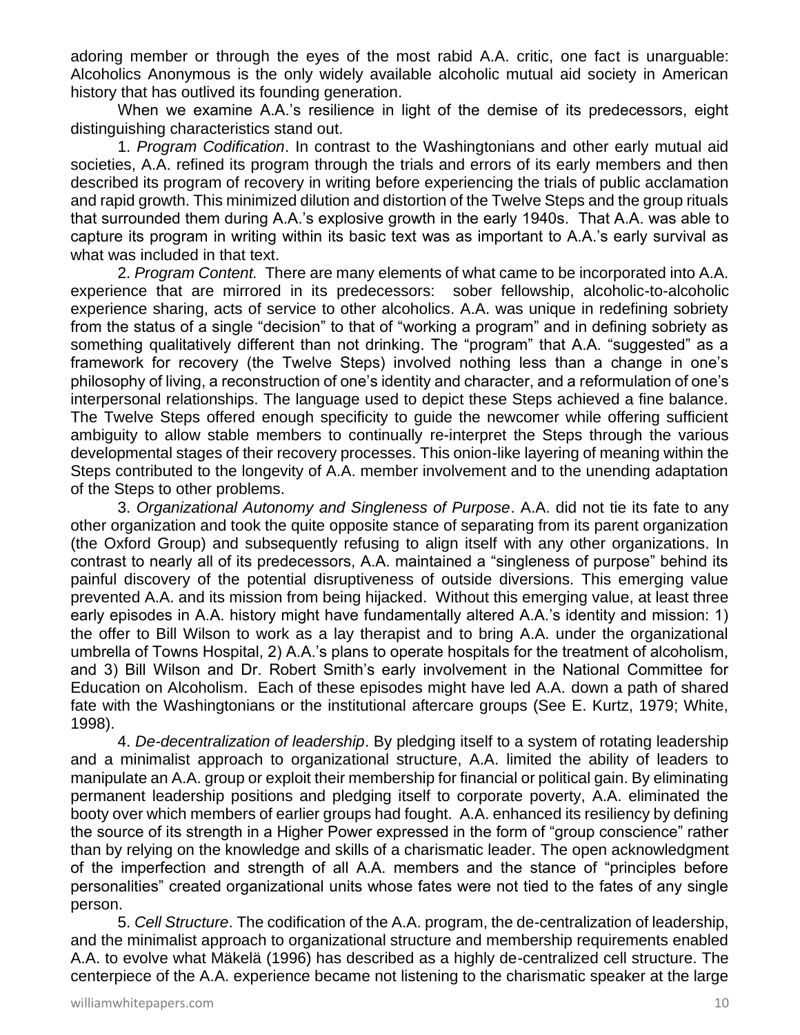adoring member or through the eyes of the most rabid A.A. critic, one fact is unarguable: Alcoholics Anonymous is the only widely available alcoholic mutual aid society in American history that has outlived its founding generation.

When we examine A.A.'s resilience in light of the demise of its predecessors, eight distinguishing characteristics stand out.

1. *Program Codification*. In contrast to the Washingtonians and other early mutual aid societies, A.A. refined its program through the trials and errors of its early members and then described its program of recovery in writing before experiencing the trials of public acclamation and rapid growth. This minimized dilution and distortion of the Twelve Steps and the group rituals that surrounded them during A.A.'s explosive growth in the early 1940s. That A.A. was able to capture its program in writing within its basic text was as important to A.A.'s early survival as what was included in that text.

2. *Program Content.* There are many elements of what came to be incorporated into A.A. experience that are mirrored in its predecessors: sober fellowship, alcoholic-to-alcoholic experience sharing, acts of service to other alcoholics. A.A. was unique in redefining sobriety from the status of a single "decision" to that of "working a program" and in defining sobriety as something qualitatively different than not drinking. The "program" that A.A. "suggested" as a framework for recovery (the Twelve Steps) involved nothing less than a change in one's philosophy of living, a reconstruction of one's identity and character, and a reformulation of one's interpersonal relationships. The language used to depict these Steps achieved a fine balance. The Twelve Steps offered enough specificity to guide the newcomer while offering sufficient ambiguity to allow stable members to continually re-interpret the Steps through the various developmental stages of their recovery processes. This onion-like layering of meaning within the Steps contributed to the longevity of A.A. member involvement and to the unending adaptation of the Steps to other problems.

3. *Organizational Autonomy and Singleness of Purpose*. A.A. did not tie its fate to any other organization and took the quite opposite stance of separating from its parent organization (the Oxford Group) and subsequently refusing to align itself with any other organizations. In contrast to nearly all of its predecessors, A.A. maintained a "singleness of purpose" behind its painful discovery of the potential disruptiveness of outside diversions. This emerging value prevented A.A. and its mission from being hijacked. Without this emerging value, at least three early episodes in A.A. history might have fundamentally altered A.A.'s identity and mission: 1) the offer to Bill Wilson to work as a lay therapist and to bring A.A. under the organizational umbrella of Towns Hospital, 2) A.A.'s plans to operate hospitals for the treatment of alcoholism, and 3) Bill Wilson and Dr. Robert Smith's early involvement in the National Committee for Education on Alcoholism. Each of these episodes might have led A.A. down a path of shared fate with the Washingtonians or the institutional aftercare groups (See E. Kurtz, 1979; White, 1998).

4. *De-decentralization of leadership*. By pledging itself to a system of rotating leadership and a minimalist approach to organizational structure, A.A. limited the ability of leaders to manipulate an A.A. group or exploit their membership for financial or political gain. By eliminating permanent leadership positions and pledging itself to corporate poverty, A.A. eliminated the booty over which members of earlier groups had fought. A.A. enhanced its resiliency by defining the source of its strength in a Higher Power expressed in the form of "group conscience" rather than by relying on the knowledge and skills of a charismatic leader. The open acknowledgment of the imperfection and strength of all A.A. members and the stance of "principles before personalities" created organizational units whose fates were not tied to the fates of any single person.

5. *Cell Structure*. The codification of the A.A. program, the de-centralization of leadership, and the minimalist approach to organizational structure and membership requirements enabled A.A. to evolve what Mäkelä (1996) has described as a highly de-centralized cell structure. The centerpiece of the A.A. experience became not listening to the charismatic speaker at the large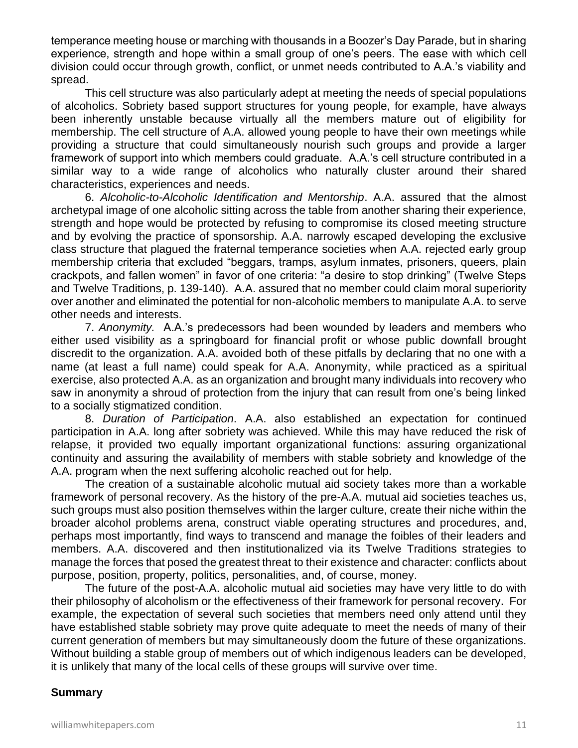temperance meeting house or marching with thousands in a Boozer's Day Parade, but in sharing experience, strength and hope within a small group of one's peers. The ease with which cell division could occur through growth, conflict, or unmet needs contributed to A.A.'s viability and spread.

This cell structure was also particularly adept at meeting the needs of special populations of alcoholics. Sobriety based support structures for young people, for example, have always been inherently unstable because virtually all the members mature out of eligibility for membership. The cell structure of A.A. allowed young people to have their own meetings while providing a structure that could simultaneously nourish such groups and provide a larger framework of support into which members could graduate. A.A.'s cell structure contributed in a similar way to a wide range of alcoholics who naturally cluster around their shared characteristics, experiences and needs.

6. *Alcoholic-to-Alcoholic Identification and Mentorship*. A.A. assured that the almost archetypal image of one alcoholic sitting across the table from another sharing their experience, strength and hope would be protected by refusing to compromise its closed meeting structure and by evolving the practice of sponsorship. A.A. narrowly escaped developing the exclusive class structure that plagued the fraternal temperance societies when A.A. rejected early group membership criteria that excluded "beggars, tramps, asylum inmates, prisoners, queers, plain crackpots, and fallen women" in favor of one criteria: "a desire to stop drinking" (Twelve Steps and Twelve Traditions, p. 139-140). A.A. assured that no member could claim moral superiority over another and eliminated the potential for non-alcoholic members to manipulate A.A. to serve other needs and interests.

7. *Anonymity.* A.A.'s predecessors had been wounded by leaders and members who either used visibility as a springboard for financial profit or whose public downfall brought discredit to the organization. A.A. avoided both of these pitfalls by declaring that no one with a name (at least a full name) could speak for A.A. Anonymity, while practiced as a spiritual exercise, also protected A.A. as an organization and brought many individuals into recovery who saw in anonymity a shroud of protection from the injury that can result from one's being linked to a socially stigmatized condition.

8. *Duration of Participation*. A.A. also established an expectation for continued participation in A.A. long after sobriety was achieved. While this may have reduced the risk of relapse, it provided two equally important organizational functions: assuring organizational continuity and assuring the availability of members with stable sobriety and knowledge of the A.A. program when the next suffering alcoholic reached out for help.

The creation of a sustainable alcoholic mutual aid society takes more than a workable framework of personal recovery. As the history of the pre-A.A. mutual aid societies teaches us, such groups must also position themselves within the larger culture, create their niche within the broader alcohol problems arena, construct viable operating structures and procedures, and, perhaps most importantly, find ways to transcend and manage the foibles of their leaders and members. A.A. discovered and then institutionalized via its Twelve Traditions strategies to manage the forces that posed the greatest threat to their existence and character: conflicts about purpose, position, property, politics, personalities, and, of course, money.

The future of the post-A.A. alcoholic mutual aid societies may have very little to do with their philosophy of alcoholism or the effectiveness of their framework for personal recovery. For example, the expectation of several such societies that members need only attend until they have established stable sobriety may prove quite adequate to meet the needs of many of their current generation of members but may simultaneously doom the future of these organizations. Without building a stable group of members out of which indigenous leaders can be developed, it is unlikely that many of the local cells of these groups will survive over time.

## Summary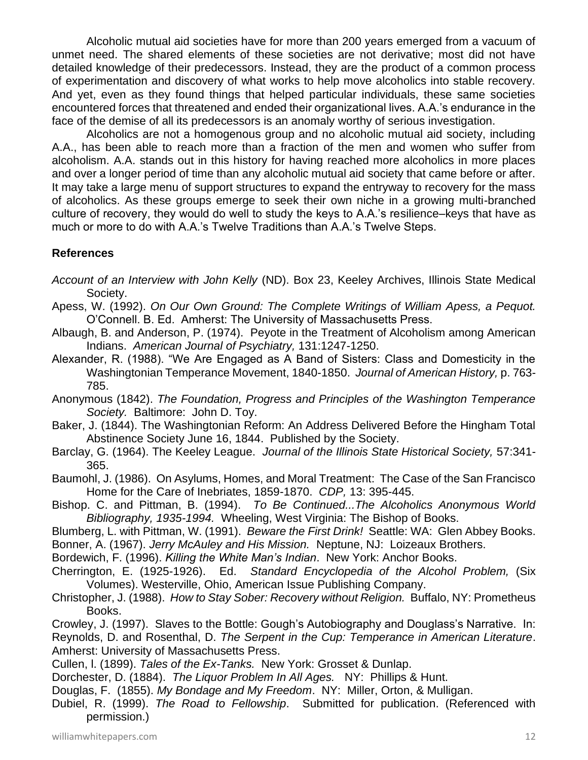Alcoholic mutual aid societies have for more than 200 years emerged from a vacuum of unmet need. The shared elements of these societies are not derivative; most did not have detailed knowledge of their predecessors. Instead, they are the product of a common process of experimentation and discovery of what works to help move alcoholics into stable recovery. And yet, even as they found things that helped particular individuals, these same societies encountered forces that threatened and ended their organizational lives. A.A.'s endurance in the face of the demise of all its predecessors is an anomaly worthy of serious investigation.

Alcoholics are not a homogenous group and no alcoholic mutual aid society, including A.A., has been able to reach more than a fraction of the men and women who suffer from alcoholism. A.A. stands out in this history for having reached more alcoholics in more places and over a longer period of time than any alcoholic mutual aid society that came before or after. It may take a large menu of support structures to expand the entryway to recovery for the mass of alcoholics. As these groups emerge to seek their own niche in a growing multi-branched culture of recovery, they would do well to study the keys to A.A.'s resilience–keys that have as much or more to do with A.A.'s Twelve Traditions than A.A.'s Twelve Steps.

**References**

*Account of an Interview with John Kelly* (ND). Box 23, Keeley Archives, Illinois State Medical Society.

Apess, W. (1992). *On Our Own Ground: The Complete Writings of William Apess, a Pequot.* O'Connell. B. Ed. Amherst: The University of Massachusetts Press.

Albaugh, B. and Anderson, P. (1974). Peyote in the Treatment of Alcoholism among American Indians. *American Journal of Psychiatry,* 131:1247-1250.

Alexander, R. (1988). "We Are Engaged as A Band of Sisters: Class and Domesticity in the Washingtonian Temperance Movement, 1840-1850. *Journal of American History,* p. 763-785.

Anonymous (1842). *The Foundation, Progress and Principles of the Washington Temperance Society.* Baltimore: John D. Toy.

Baker, J. (1844). The Washingtonian Reform: An Address Delivered Before the Hingham Total Abstinence Society June 16, 1844. Published by the Society.

Barclay, G. (1964). The Keeley League. *Journal of the Illinois State Historical Society,* 57:341-365.

Baumohl, J. (1986). On Asylums, Homes, and Moral Treatment: The Case of the San Francisco Home for the Care of Inebriates, 1859-1870. *CDP,* 13: 395-445.

Bishop. C. and Pittman, B. (1994). *To Be Continued...The Alcoholics Anonymous World Bibliography, 1935-1994.* Wheeling, West Virginia: The Bishop of Books.

Blumberg, L. with Pittman, W. (1991). *Beware the First Drink!* Seattle: WA: Glen Abbey Books.

Bonner, A. (1967). *Jerry McAuley and His Mission.* Neptune, NJ: Loizeaux Brothers.

Bordewich, F. (1996). *Killing the White Man's Indian*. New York: Anchor Books.

Cherrington, E. (1925-1926). Ed. *Standard Encyclopedia of the Alcohol Problem,* (Six Volumes). Westerville, Ohio, American Issue Publishing Company.

Christopher, J. (1988). *How to Stay Sober: Recovery without Religion.* Buffalo, NY: Prometheus Books.

Crowley, J. (1997). Slaves to the Bottle: Gough's Autobiography and Douglass's Narrative. In: Reynolds, D. and Rosenthal, D. *The Serpent in the Cup: Temperance in American Literature*. Amherst: University of Massachusetts Press.

Cullen, l. (1899). *Tales of the Ex-Tanks.* New York: Grosset & Dunlap.

Dorchester, D. (1884). *The Liquor Problem In All Ages.* NY: Phillips & Hunt.

Douglas, F. (1855). *My Bondage and My Freedom*. NY: Miller, Orton, & Mulligan.

Dubiel, R. (1999). *The Road to Fellowship*. Submitted for publication. (Referenced with permission.)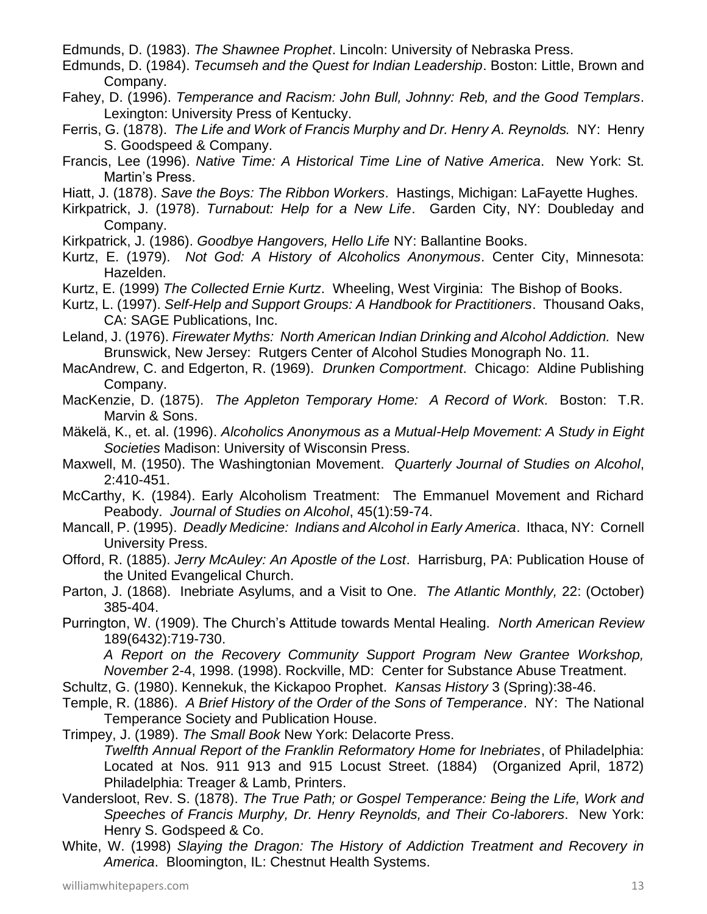Edmunds, D. (1983). *The Shawnee Prophet*. Lincoln: University of Nebraska Press.

Edmunds, D. (1984). *Tecumseh and the Quest for Indian Leadership*. Boston: Little, Brown and Company.

Fahey, D. (1996). *Temperance and Racism: John Bull, Johnny: Reb, and the Good Templars*. Lexington: University Press of Kentucky.

Ferris, G. (1878). *The Life and Work of Francis Murphy and Dr. Henry A. Reynolds.* NY: Henry S. Goodspeed & Company.

Francis, Lee (1996). *Native Time: A Historical Time Line of Native America*. New York: St. Martin's Press.

Hiatt, J. (1878). *Save the Boys: The Ribbon Workers*. Hastings, Michigan: LaFayette Hughes.

Kirkpatrick, J. (1978). *Turnabout: Help for a New Life*. Garden City, NY: Doubleday and Company.

Kirkpatrick, J. (1986). *Goodbye Hangovers, Hello Life* NY: Ballantine Books.

Kurtz, E. (1979). *Not God: A History of Alcoholics Anonymous*. Center City, Minnesota: Hazelden.

Kurtz, E. (1999) *The Collected Ernie Kurtz*. Wheeling, West Virginia: The Bishop of Books.

Kurtz, L. (1997). *Self-Help and Support Groups: A Handbook for Practitioners*. Thousand Oaks, CA: SAGE Publications, Inc.

Leland, J. (1976). *Firewater Myths: North American Indian Drinking and Alcohol Addiction.* New Brunswick, New Jersey: Rutgers Center of Alcohol Studies Monograph No. 11.

MacAndrew, C. and Edgerton, R. (1969). *Drunken Comportment*. Chicago: Aldine Publishing Company.

MacKenzie, D. (1875). *The Appleton Temporary Home: A Record of Work.* Boston: T.R. Marvin & Sons.

Mäkelä, K., et. al. (1996). *Alcoholics Anonymous as a Mutual-Help Movement: A Study in Eight Societies* Madison: University of Wisconsin Press.

Maxwell, M. (1950). The Washingtonian Movement. *Quarterly Journal of Studies on Alcohol*, 2:410-451.

McCarthy, K. (1984). Early Alcoholism Treatment: The Emmanuel Movement and Richard Peabody. *Journal of Studies on Alcohol*, 45(1):59-74.

Mancall, P. (1995). *Deadly Medicine: Indians and Alcohol in Early America*. Ithaca, NY: Cornell University Press.

Offord, R. (1885). *Jerry McAuley: An Apostle of the Lost*. Harrisburg, PA: Publication House of the United Evangelical Church.

Parton, J. (1868). Inebriate Asylums, and a Visit to One. *The Atlantic Monthly,* 22: (October) 385-404.

Purrington, W. (1909). The Church's Attitude towards Mental Healing. *North American Review* 189(6432):719-730.

*A Report on the Recovery Community Support Program New Grantee Workshop, November* 2-4, 1998. (1998). Rockville, MD: Center for Substance Abuse Treatment.

Schultz, G. (1980). Kennekuk, the Kickapoo Prophet. *Kansas History* 3 (Spring):38-46.

Temple, R. (1886). *A Brief History of the Order of the Sons of Temperance*. NY: The National Temperance Society and Publication House.

Trimpey, J. (1989). *The Small Book* New York: Delacorte Press.

*Twelfth Annual Report of the Franklin Reformatory Home for Inebriates*, of Philadelphia: Located at Nos. 911 913 and 915 Locust Street. (1884) (Organized April, 1872) Philadelphia: Treager & Lamb, Printers.

Vandersloot, Rev. S. (1878). *The True Path; or Gospel Temperance: Being the Life, Work and Speeches of Francis Murphy, Dr. Henry Reynolds, and Their Co-laborers*. New York: Henry S. Godspeed & Co.

White, W. (1998) *Slaying the Dragon: The History of Addiction Treatment and Recovery in America*. Bloomington, IL: Chestnut Health Systems.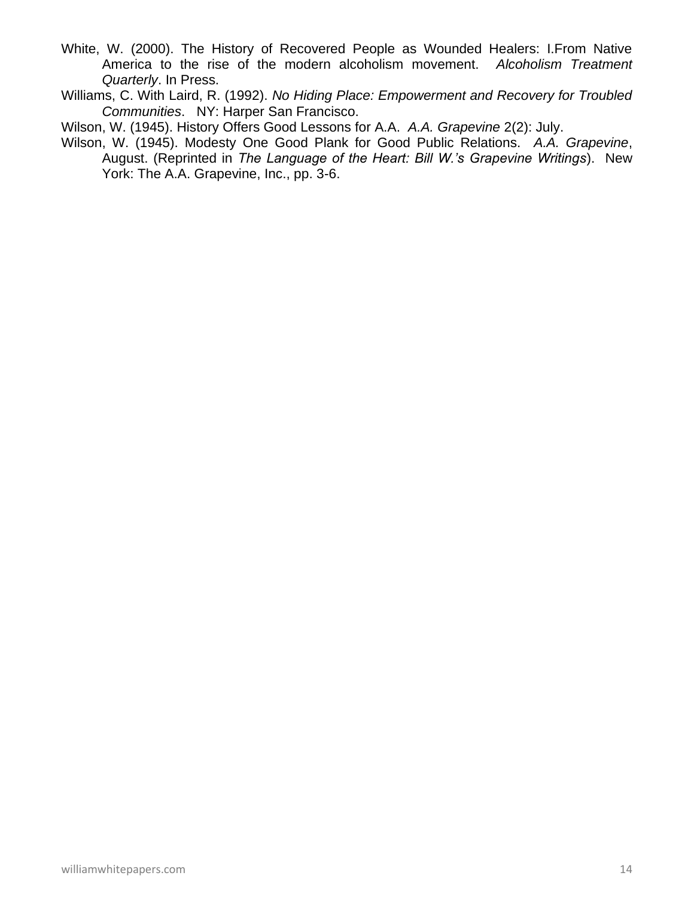White, W. (2000). The History of Recovered People as Wounded Healers: I.From Native America to the rise of the modern alcoholism movement. *Alcoholism Treatment Quarterly*. In Press.

Williams, C. With Laird, R. (1992). *No Hiding Place: Empowerment and Recovery for Troubled Communities*. NY: Harper San Francisco.

Wilson, W. (1945). History Offers Good Lessons for A.A. *A.A. Grapevine* 2(2): July.

Wilson, W. (1945). Modesty One Good Plank for Good Public Relations. *A.A. Grapevine*, August. (Reprinted in *The Language of the Heart: Bill W.'s Grapevine Writings*). New York: The A.A. Grapevine, Inc., pp. 3-6.